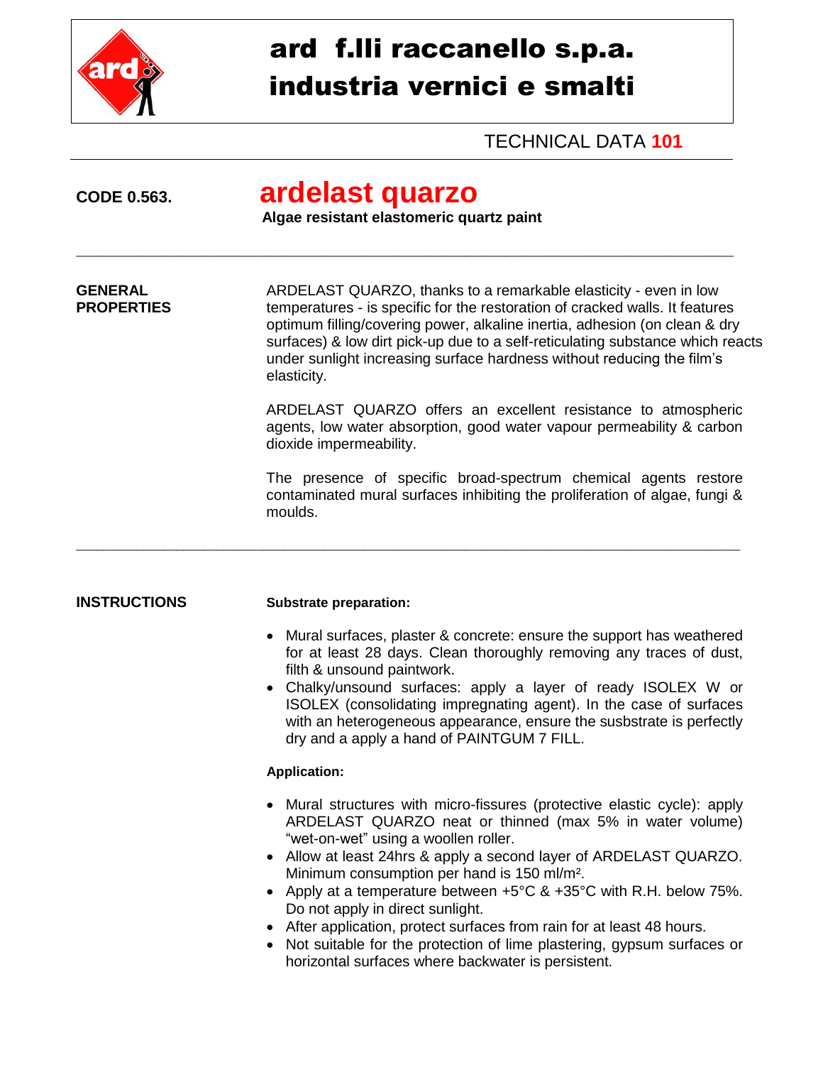# ard f.lli raccanello s.p.a.
# industria vernici e smalti

TECHNICAL DATA **101**

**CODE 0.563.** 

## ardelast quarzo

**Algae resistant elastomeric quartz paint**

---

**GENERAL PROPERTIES**

ARDELAST QUARZO, thanks to a remarkable elasticity - even in low temperatures - is specific for the restoration of cracked walls. It features optimum filling/covering power, alkaline inertia, adhesion (on clean & dry surfaces) & low dirt pick-up due to a self-reticulating substance which reacts under sunlight increasing surface hardness without reducing the film's elasticity.

ARDELAST QUARZO offers an excellent resistance to atmospheric agents, low water absorption, good water vapour permeability & carbon dioxide impermeability.

The presence of specific broad-spectrum chemical agents restore contaminated mural surfaces inhibiting the proliferation of algae, fungi & moulds.

---

**INSTRUCTIONS**

**Substrate preparation:**

- Mural surfaces, plaster & concrete: ensure the support has weathered for at least 28 days. Clean thoroughly removing any traces of dust, filth & unsound paintwork.
- Chalky/unsound surfaces: apply a layer of ready ISOLEX W or ISOLEX (consolidating impregnating agent). In the case of surfaces with an heterogeneous appearance, ensure the susbstrate is perfectly dry and a apply a hand of PAINTGUM 7 FILL.

**Application:**

- Mural structures with micro-fissures (protective elastic cycle): apply ARDELAST QUARZO neat or thinned (max 5% in water volume) "wet-on-wet" using a woollen roller.
- Allow at least 24hrs & apply a second layer of ARDELAST QUARZO. Minimum consumption per hand is 150 ml/m².
- Apply at a temperature between +5°C & +35°C with R.H. below 75%. Do not apply in direct sunlight.
- After application, protect surfaces from rain for at least 48 hours.
- Not suitable for the protection of lime plastering, gypsum surfaces or horizontal surfaces where backwater is persistent.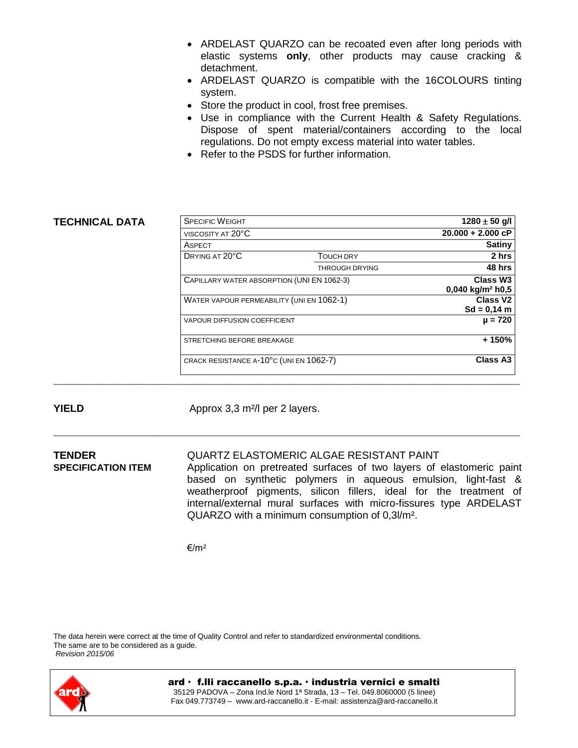- ARDELAST QUARZO can be recoated even after long periods with elastic systems **only**, other products may cause cracking & detachment.
- ARDELAST QUARZO is compatible with the 16COLOURS tinting system.
- Store the product in cool, frost free premises.
- Use in compliance with the Current Health & Safety Regulations. Dispose of spent material/containers according to the local regulations. Do not empty excess material into water tables.
- Refer to the PSDS for further information.

**TECHNICAL DATA**

| | | |
|---|---|---|
| SPECIFIC WEIGHT | | **1280 ± 50 g/l** |
| VISCOSITY AT 20°C | | **20.000 + 2.000 cP** |
| ASPECT | | **Satiny** |
| DRYING AT 20°C | TOUCH DRY | **2 hrs** |
| | THROUGH DRYING | **48 hrs** |
| CAPILLARY WATER ABSORPTION (UNI EN 1062-3) | | **Class W3** **0,040 kg/m² h0,5** |
| WATER VAPOUR PERMEABILITY (UNI EN 1062-1) | | **Class V2** **Sd = 0,14 m** |
| VAPOUR DIFFUSION COEFFICIENT | | **μ = 720** |
| STRETCHING BEFORE BREAKAGE | | **+ 150%** |
| CRACK RESISTANCE A-10°C (UNI EN 1062-7) | | **Class A3** |

**YIELD** Approx 3,3 m²/l per 2 layers.

**TENDER SPECIFICATION ITEM**

QUARTZ ELASTOMERIC ALGAE RESISTANT PAINT
Application on pretreated surfaces of two layers of elastomeric paint based on synthetic polymers in aqueous emulsion, light-fast & weatherproof pigments, silicon fillers, ideal for the treatment of internal/external mural surfaces with micro-fissures type ARDELAST QUARZO with a minimum consumption of 0,3l/m².

€/m²

The data herein were correct at the time of Quality Control and refer to standardized environmental conditions.
The same are to be considered as a guide.
*Revision 2015/06*

**ard · f.lli raccanello s.p.a. · industria vernici e smalti**
35129 PADOVA – Zona Ind.le Nord 1ª Strada, 13 – Tel. 049.8060000 (5 linee)
Fax 049.773749 – www.ard-raccanello.it - E-mail: assistenza@ard-raccanello.it